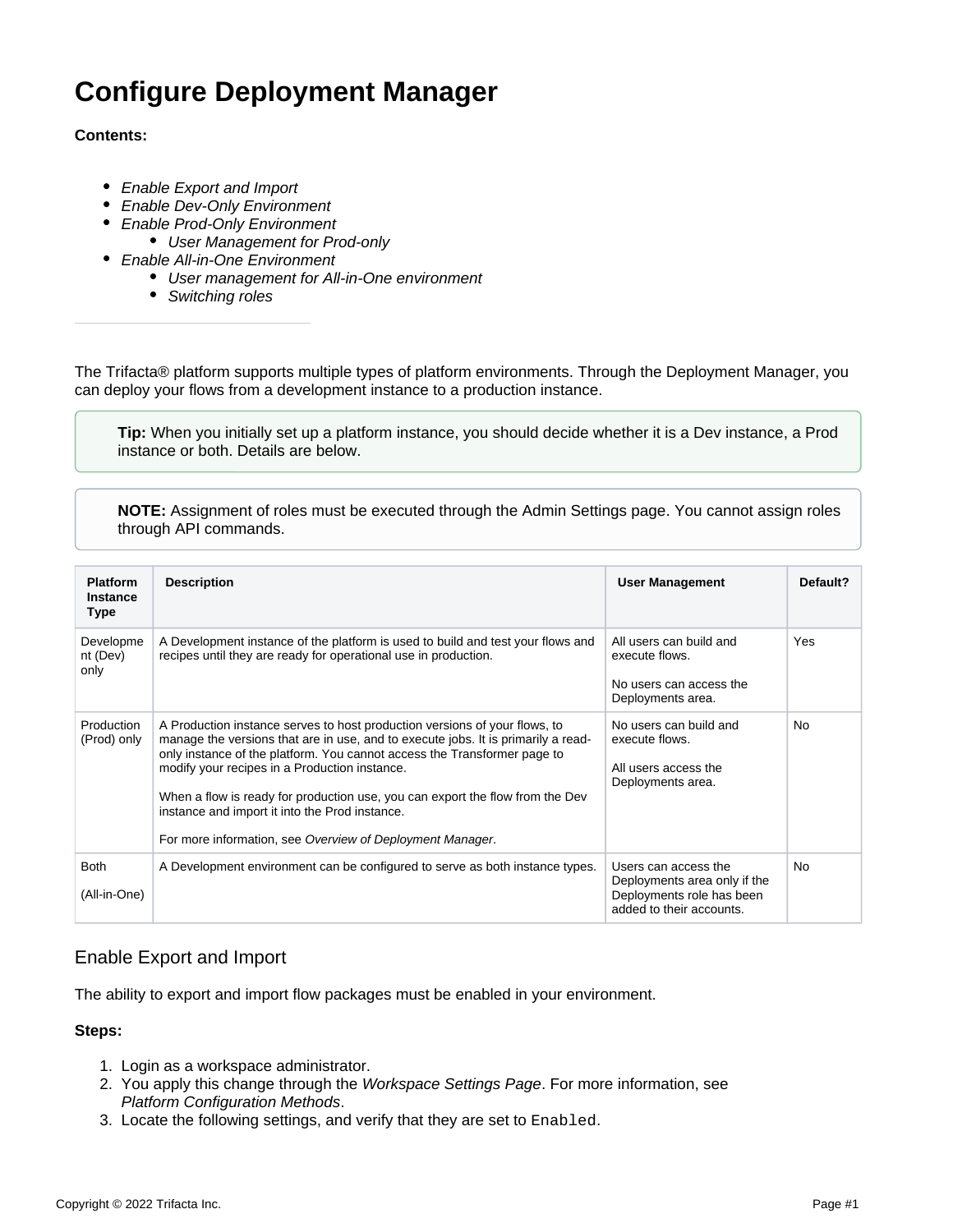# Configure Deployment Manager

**Contents:**

- *Enable Export and Import*
- *Enable Dev-Only Environment*
- *Enable Prod-Only Environment*
    - *User Management for Prod-only*
- *Enable All-in-One Environment*
    - *User management for All-in-One environment*
    - *Switching roles*

---

The Trifacta® platform supports multiple types of platform environments. Through the Deployment Manager, you can deploy your flows from a development instance to a production instance.

> **Tip:** When you initially set up a platform instance, you should decide whether it is a Dev instance, a Prod instance or both. Details are below.

> **NOTE:** Assignment of roles must be executed through the Admin Settings page. You cannot assign roles through API commands.

| Platform Instance Type | Description | User Management | Default? |
|---|---|---|---|
| Development (Dev) only | A Development instance of the platform is used to build and test your flows and recipes until they are ready for operational use in production. | All users can build and execute flows.<br><br>No users can access the Deployments area. | Yes |
| Production (Prod) only | A Production instance serves to host production versions of your flows, to manage the versions that are in use, and to execute jobs. It is primarily a read-only instance of the platform. You cannot access the Transformer page to modify your recipes in a Production instance.<br><br>When a flow is ready for production use, you can export the flow from the Dev instance and import it into the Prod instance.<br><br>For more information, see *Overview of Deployment Manager*. | No users can build and execute flows.<br><br>All users access the Deployments area. | No |
| Both<br><br>(All-in-One) | A Development environment can be configured to serve as both instance types. | Users can access the Deployments area only if the Deployments role has been added to their accounts. | No |

## Enable Export and Import

The ability to export and import flow packages must be enabled in your environment.

**Steps:**

1. Login as a workspace administrator.
2. You apply this change through the *Workspace Settings Page*. For more information, see *Platform Configuration Methods*.
3. Locate the following settings, and verify that they are set to `Enabled`.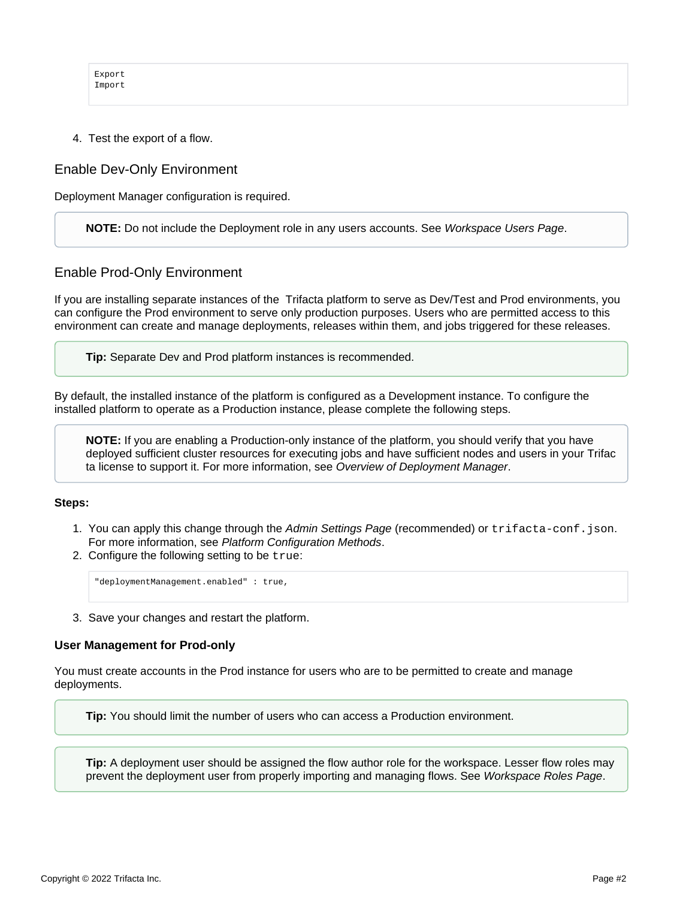```
Export
Import
```

4. Test the export of a flow.

## Enable Dev-Only Environment

Deployment Manager configuration is required.

> **NOTE:** Do not include the Deployment role in any users accounts. See *Workspace Users Page*.

## Enable Prod-Only Environment

If you are installing separate instances of the Trifacta platform to serve as Dev/Test and Prod environments, you can configure the Prod environment to serve only production purposes. Users who are permitted access to this environment can create and manage deployments, releases within them, and jobs triggered for these releases.

> **Tip:** Separate Dev and Prod platform instances is recommended.

By default, the installed instance of the platform is configured as a Development instance. To configure the installed platform to operate as a Production instance, please complete the following steps.

> **NOTE:** If you are enabling a Production-only instance of the platform, you should verify that you have deployed sufficient cluster resources for executing jobs and have sufficient nodes and users in your Trifacta license to support it. For more information, see *Overview of Deployment Manager*.

**Steps:**

1. You can apply this change through the *Admin Settings Page* (recommended) or `trifacta-conf.json`. For more information, see *Platform Configuration Methods*.
2. Configure the following setting to be `true`:

```
"deploymentManagement.enabled" : true,
```

3. Save your changes and restart the platform.

### User Management for Prod-only

You must create accounts in the Prod instance for users who are to be permitted to create and manage deployments.

> **Tip:** You should limit the number of users who can access a Production environment.

> **Tip:** A deployment user should be assigned the flow author role for the workspace. Lesser flow roles may prevent the deployment user from properly importing and managing flows. See *Workspace Roles Page*.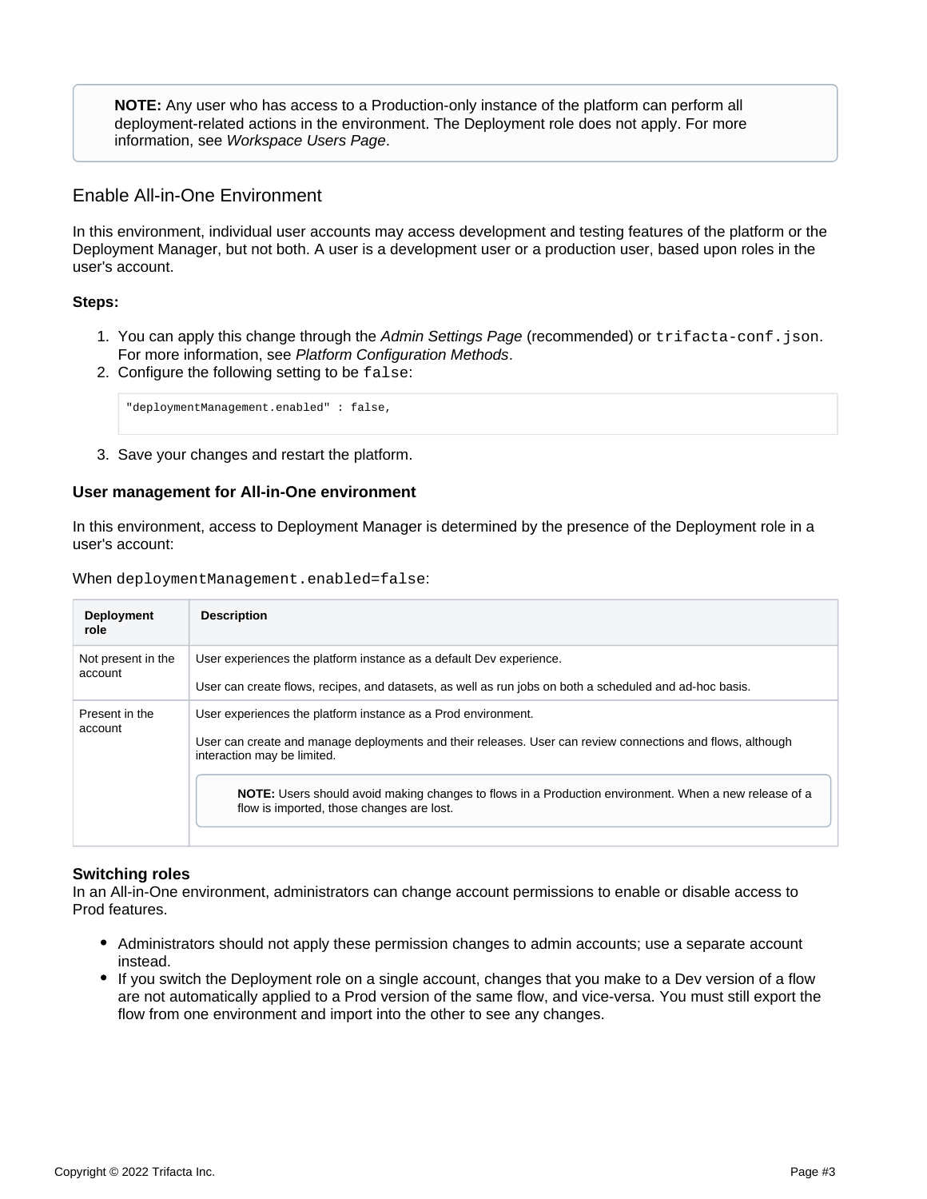> **NOTE:** Any user who has access to a Production-only instance of the platform can perform all deployment-related actions in the environment. The Deployment role does not apply. For more information, see *Workspace Users Page*.

## Enable All-in-One Environment

In this environment, individual user accounts may access development and testing features of the platform or the Deployment Manager, but not both. A user is a development user or a production user, based upon roles in the user's account.

**Steps:**

1. You can apply this change through the *Admin Settings Page* (recommended) or `trifacta-conf.json`. For more information, see *Platform Configuration Methods*.
2. Configure the following setting to be `false`:

```
"deploymentManagement.enabled" : false,
```

3. Save your changes and restart the platform.

### User management for All-in-One environment

In this environment, access to Deployment Manager is determined by the presence of the Deployment role in a user's account:

When `deploymentManagement.enabled=false`:

| Deployment role | Description |
|---|---|
| Not present in the account | User experiences the platform instance as a default Dev experience.<br><br>User can create flows, recipes, and datasets, as well as run jobs on both a scheduled and ad-hoc basis. |
| Present in the account | User experiences the platform instance as a Prod environment.<br><br>User can create and manage deployments and their releases. User can review connections and flows, although interaction may be limited.<br><br>**NOTE:** Users should avoid making changes to flows in a Production environment. When a new release of a flow is imported, those changes are lost. |

### Switching roles

In an All-in-One environment, administrators can change account permissions to enable or disable access to Prod features.

- Administrators should not apply these permission changes to admin accounts; use a separate account instead.
- If you switch the Deployment role on a single account, changes that you make to a Dev version of a flow are not automatically applied to a Prod version of the same flow, and vice-versa. You must still export the flow from one environment and import into the other to see any changes.